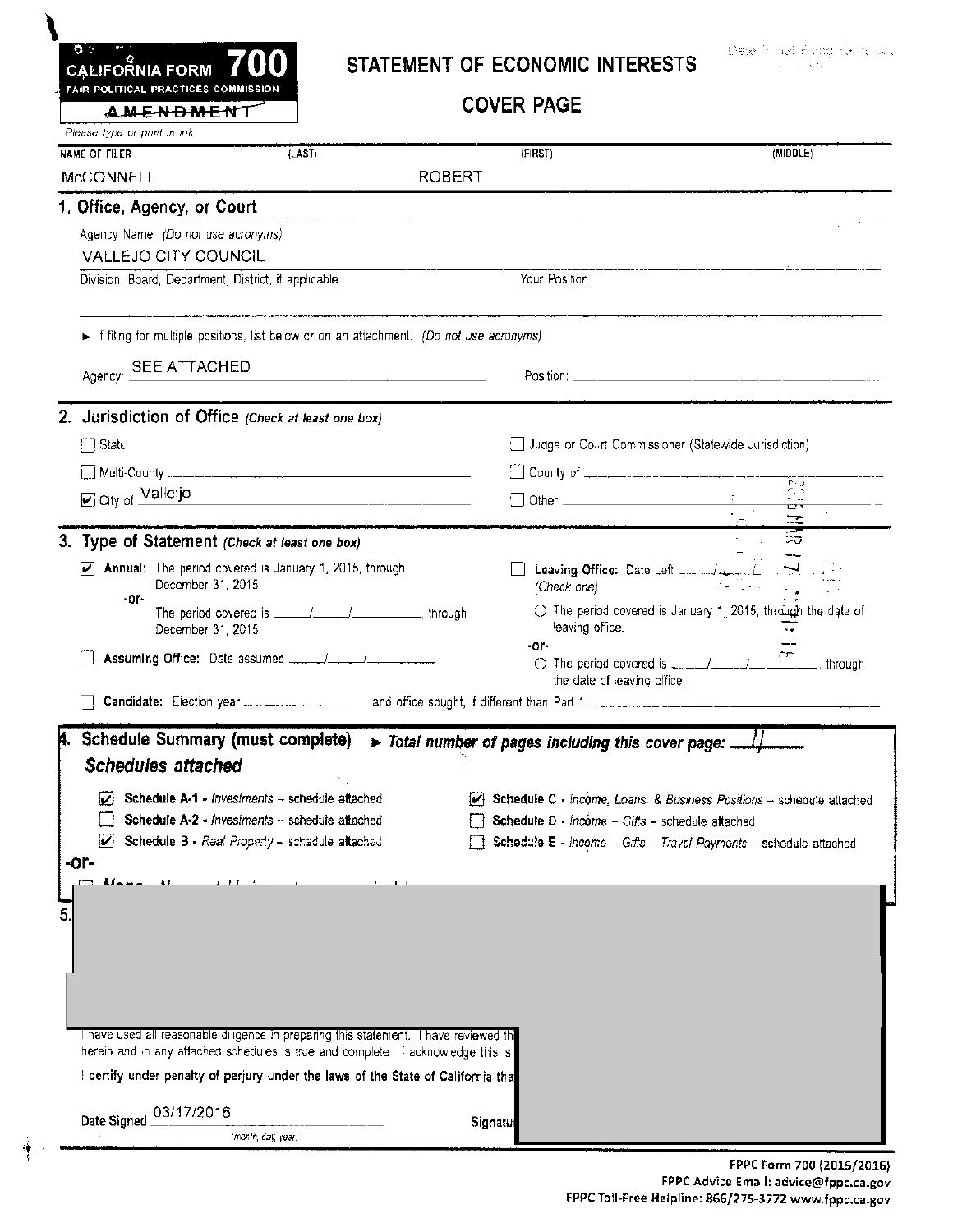**CALIFORNIA FORM 700**
**FAIR POLITICAL PRACTICES COMMISSION**

~~AMENDMENT~~

*Please type or print in ink*

# STATEMENT OF ECONOMIC INTERESTS

## COVER PAGE

Date Initial Filing Received

| NAME OF FILER | (LAST) | (FIRST) | (MIDDLE) |
|---|---|---|---|
| | McCONNELL | ROBERT | |

### 1. Office, Agency, or Court

Agency Name *(Do not use acronyms)*

VALLEJO CITY COUNCIL

Division, Board, Department, District, if applicable

Your Position

► If filing for multiple positions, list below or on an attachment. *(Do not use acronyms)*

Agency: SEE ATTACHED

Position:

### 2. Jurisdiction of Office *(Check at least one box)*

- ☐ State
- ☐ Judge or Court Commissioner (Statewide Jurisdiction)
- ☐ Multi-County
- ☐ County of
- ☑ City of Valleljo
- ☐ Other

### 3. Type of Statement *(Check at least one box)*

- ☑ **Annual:** The period covered is January 1, 2015, through December 31, 2015.
  -or-
  The period covered is ___/___/______, through December 31, 2015.
- ☐ **Assuming Office:** Date assumed ___/___/______
- ☐ **Leaving Office:** Date Left ___/___/______ *(Check one)*
  - ○ The period covered is January 1, 2015, through the date of leaving office.
  -or-
  - ○ The period covered is ___/___/______, through the date of leaving office.
- ☐ **Candidate:** Election year ________ and office sought, if different than Part 1: ________

### 4. Schedule Summary (must complete) ► *Total number of pages including this cover page:* 11

***Schedules attached***

- ☑ **Schedule A-1** - *Investments* – schedule attached
- ☐ **Schedule A-2** - *Investments* – schedule attached
- ☑ **Schedule B** - *Real Property* – schedule attached
- ☑ **Schedule C** - *Income, Loans, & Business Positions* – schedule attached
- ☐ **Schedule D** - *Income – Gifts* – schedule attached
- ☐ **Schedule E** - *Income – Gifts – Travel Payments* – schedule attached

-or-

### 5.

I have used all reasonable diligence in preparing this statement. I have reviewed th
herein and in any attached schedules is true and complete. I acknowledge this is

**I certify under penalty of perjury under the laws of the State of California tha**

Date Signed 03/17/2016
*(month, day, year)*

Signatu

FPPC Form 700 (2015/2016)
FPPC Advice Email: advice@fppc.ca.gov
FPPC Toll-Free Helpline: 866/275-3772 www.fppc.ca.gov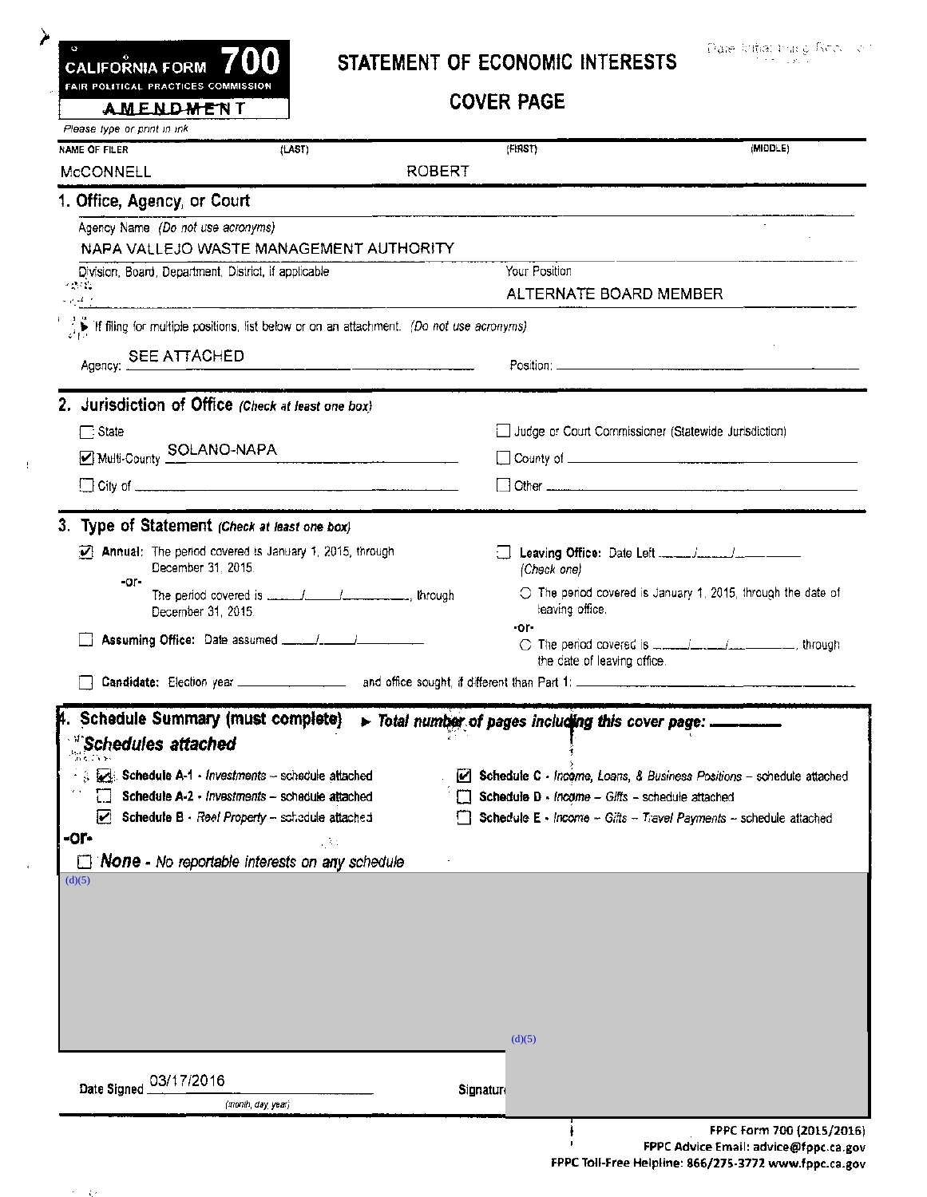**CALIFORNIA FORM 700**
FAIR POLITICAL PRACTICES COMMISSION

AMENDMENT

Please type or print in ink

# STATEMENT OF ECONOMIC INTERESTS

## COVER PAGE

Date Initial Filing Received

| NAME OF FILER (LAST) | (FIRST) | (MIDDLE) |
|---|---|---|
| McCONNELL | ROBERT | |

## 1. Office, Agency, or Court

Agency Name *(Do not use acronyms)*

NAPA VALLEJO WASTE MANAGEMENT AUTHORITY

Division, Board, Department, District, if applicable

Your Position: ALTERNATE BOARD MEMBER

► If filing for multiple positions, list below or on an attachment. *(Do not use acronyms)*

Agency: SEE ATTACHED Position:

## 2. Jurisdiction of Office *(Check at least one box)*

- ☐ State
- ☑ Multi-County SOLANO-NAPA
- ☐ City of
- ☐ Judge or Court Commissioner (Statewide Jurisdiction)
- ☐ County of
- ☐ Other

## 3. Type of Statement *(Check at least one box)*

- ☑ **Annual:** The period covered is January 1, 2015, through December 31, 2015.
  -or-
  The period covered is \_\_\_/\_\_\_/\_\_\_, through December 31, 2015.
- ☐ **Assuming Office:** Date assumed \_\_\_/\_\_\_/\_\_\_
- ☐ **Leaving Office:** Date Left \_\_\_/\_\_\_/\_\_\_
  *(Check one)*
  - ○ The period covered is January 1, 2015, through the date of leaving office.
  -or-
  - ○ The period covered is \_\_\_/\_\_\_/\_\_\_, through the date of leaving office.
- ☐ **Candidate:** Election year \_\_\_ and office sought, if different than Part 1: \_\_\_

## 4. Schedule Summary (must complete) ► *Total number of pages including this cover page:* \_\_\_

***Schedules attached***

- ☑ **Schedule A-1** - *Investments* – schedule attached
- ☐ **Schedule A-2** - *Investments* – schedule attached
- ☑ **Schedule B** - *Real Property* – schedule attached
- ☑ **Schedule C** - *Income, Loans, & Business Positions* – schedule attached
- ☐ **Schedule D** - *Income – Gifts* – schedule attached
- ☐ **Schedule E** - *Income – Gifts – Travel Payments* – schedule attached

**-or-**

- ☐ **None** - *No reportable interests on any schedule*

(d)(5)

(d)(5)

Date Signed 03/17/2016 *(month, day, year)*

Signature

FPPC Form 700 (2015/2016)
FPPC Advice Email: advice@fppc.ca.gov
FPPC Toll-Free Helpline: 866/275-3772 www.fppc.ca.gov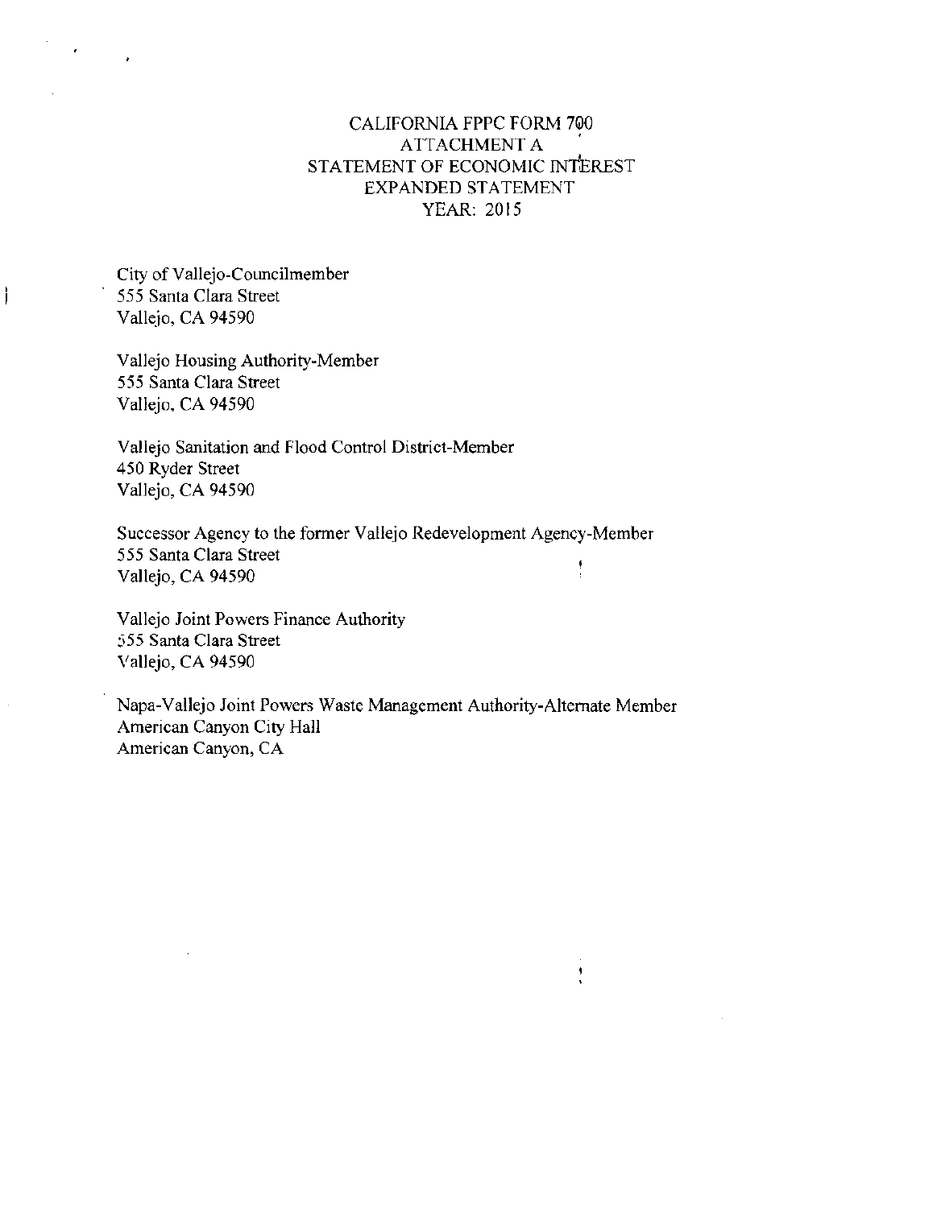# CALIFORNIA FPPC FORM 700
## ATTACHMENT A
## STATEMENT OF ECONOMIC INTEREST
## EXPANDED STATEMENT
## YEAR: 2015

City of Vallejo-Councilmember
555 Santa Clara Street
Vallejo, CA 94590

Vallejo Housing Authority-Member
555 Santa Clara Street
Vallejo, CA 94590

Vallejo Sanitation and Flood Control District-Member
450 Ryder Street
Vallejo, CA 94590

Successor Agency to the former Vallejo Redevelopment Agency-Member
555 Santa Clara Street
Vallejo, CA 94590

Vallejo Joint Powers Finance Authority
555 Santa Clara Street
Vallejo, CA 94590

Napa-Vallejo Joint Powers Waste Management Authority-Alternate Member
American Canyon City Hall
American Canyon, CA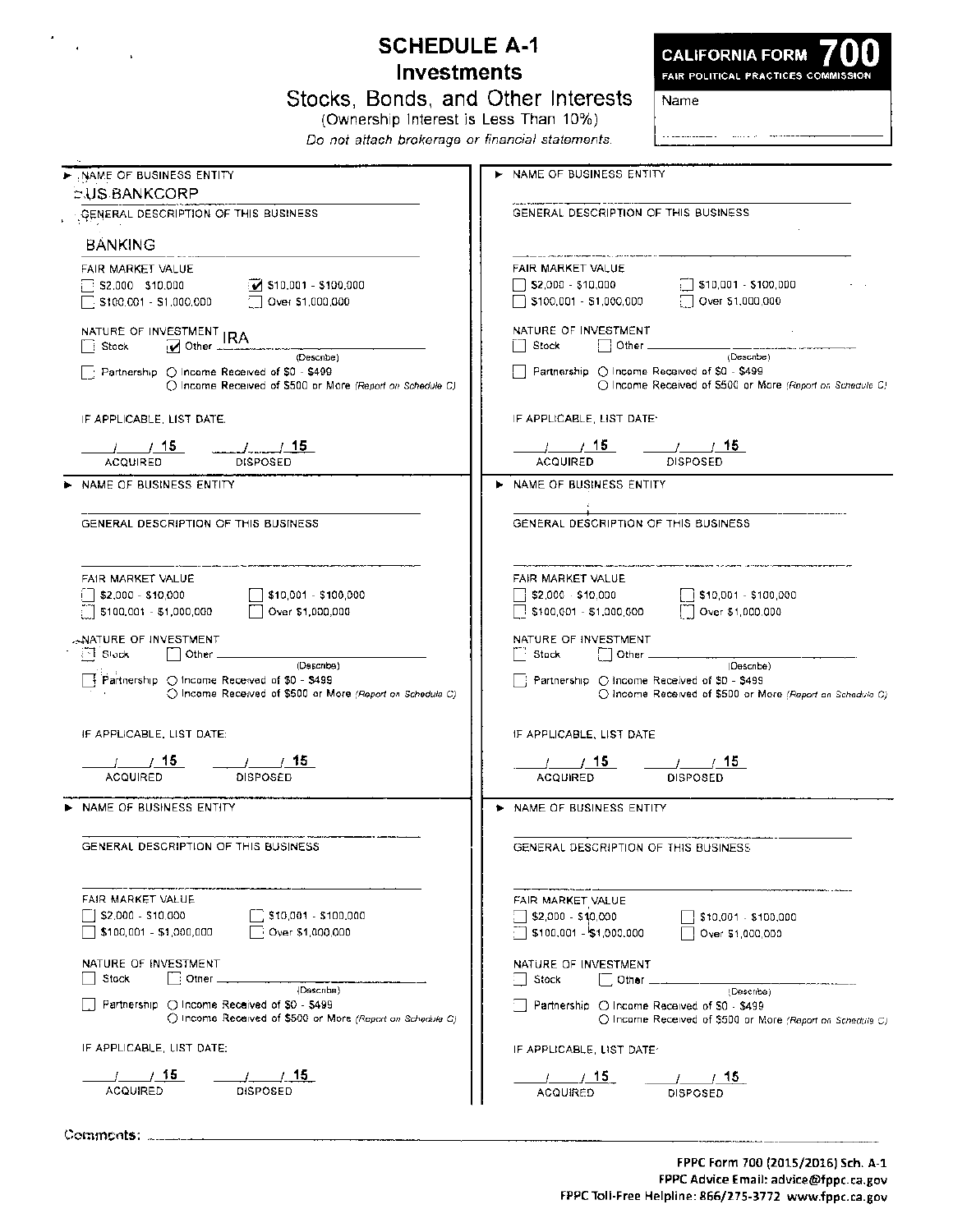# SCHEDULE A-1
## Investments
### Stocks, Bonds, and Other Interests

(Ownership Interest is Less Than 10%)

*Do not attach brokerage or financial statements.*

**CALIFORNIA FORM 700**
FAIR POLITICAL PRACTICES COMMISSION

Name

---

► NAME OF BUSINESS ENTITY

US BANKCORP

GENERAL DESCRIPTION OF THIS BUSINESS

BANKING

FAIR MARKET VALUE

- [ ] $2,000 - $10,000
- [x] $10,001 - $100,000
- [ ] $100,001 - $1,000,000
- [ ] Over $1,000,000

NATURE OF INVESTMENT

- [ ] Stock
- [x] Other IRA (Describe)
- [ ] Partnership ○ Income Received of $0 - $499 ○ Income Received of $500 or More *(Report on Schedule C)*

IF APPLICABLE, LIST DATE:

\_\_/\_\_/ 15 ACQUIRED   \_\_/\_\_/ 15 DISPOSED

---

► NAME OF BUSINESS ENTITY

GENERAL DESCRIPTION OF THIS BUSINESS

FAIR MARKET VALUE

- [ ] $2,000 - $10,000
- [ ] $10,001 - $100,000
- [ ] $100,001 - $1,000,000
- [ ] Over $1,000,000

NATURE OF INVESTMENT

- [ ] Stock
- [ ] Other (Describe)
- [ ] Partnership ○ Income Received of $0 - $499 ○ Income Received of $500 or More *(Report on Schedule C)*

IF APPLICABLE, LIST DATE:

\_\_/\_\_/ 15 ACQUIRED   \_\_/\_\_/ 15 DISPOSED

---

► NAME OF BUSINESS ENTITY

GENERAL DESCRIPTION OF THIS BUSINESS

FAIR MARKET VALUE

- [ ] $2,000 - $10,000
- [ ] $10,001 - $100,000
- [ ] $100,001 - $1,000,000
- [ ] Over $1,000,000

NATURE OF INVESTMENT

- [ ] Stock
- [ ] Other (Describe)
- [ ] Partnership ○ Income Received of $0 - $499 ○ Income Received of $500 or More *(Report on Schedule C)*

IF APPLICABLE, LIST DATE:

\_\_/\_\_/ 15 ACQUIRED   \_\_/\_\_/ 15 DISPOSED

---

► NAME OF BUSINESS ENTITY

GENERAL DESCRIPTION OF THIS BUSINESS

FAIR MARKET VALUE

- [ ] $2,000 - $10,000
- [ ] $10,001 - $100,000
- [ ] $100,001 - $1,000,000
- [ ] Over $1,000,000

NATURE OF INVESTMENT

- [ ] Stock
- [ ] Other (Describe)
- [ ] Partnership ○ Income Received of $0 - $499 ○ Income Received of $500 or More *(Report on Schedule C)*

IF APPLICABLE, LIST DATE:

\_\_/\_\_/ 15 ACQUIRED   \_\_/\_\_/ 15 DISPOSED

---

► NAME OF BUSINESS ENTITY

GENERAL DESCRIPTION OF THIS BUSINESS

FAIR MARKET VALUE

- [ ] $2,000 - $10,000
- [ ] $10,001 - $100,000
- [ ] $100,001 - $1,000,000
- [ ] Over $1,000,000

NATURE OF INVESTMENT

- [ ] Stock
- [ ] Other (Describe)
- [ ] Partnership ○ Income Received of $0 - $499 ○ Income Received of $500 or More *(Report on Schedule C)*

IF APPLICABLE, LIST DATE:

\_\_/\_\_/ 15 ACQUIRED   \_\_/\_\_/ 15 DISPOSED

---

► NAME OF BUSINESS ENTITY

GENERAL DESCRIPTION OF THIS BUSINESS

FAIR MARKET VALUE

- [ ] $2,000 - $10,000
- [ ] $10,001 - $100,000
- [ ] $100,001 - $1,000,000
- [ ] Over $1,000,000

NATURE OF INVESTMENT

- [ ] Stock
- [ ] Other (Describe)
- [ ] Partnership ○ Income Received of $0 - $499 ○ Income Received of $500 or More *(Report on Schedule C)*

IF APPLICABLE, LIST DATE:

\_\_/\_\_/ 15 ACQUIRED   \_\_/\_\_/ 15 DISPOSED

---

Comments:

FPPC Form 700 (2015/2016) Sch. A-1
FPPC Advice Email: advice@fppc.ca.gov
FPPC Toll-Free Helpline: 866/275-3772 www.fppc.ca.gov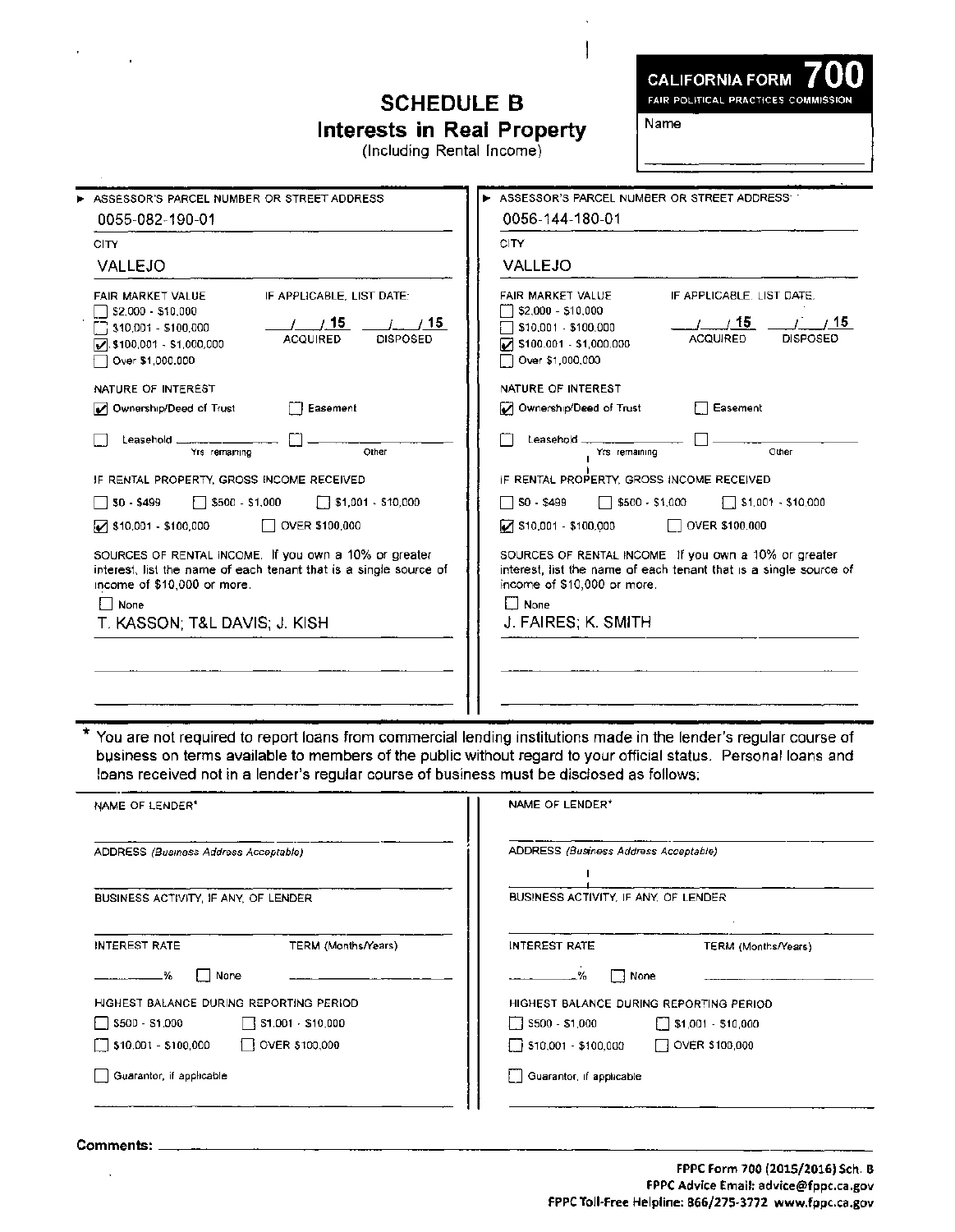# SCHEDULE B
## Interests in Real Property
(Including Rental Income)

**CALIFORNIA FORM 700**
FAIR POLITICAL PRACTICES COMMISSION

Name

---

| ► ASSESSOR'S PARCEL NUMBER OR STREET ADDRESS | ► ASSESSOR'S PARCEL NUMBER OR STREET ADDRESS |
|---|---|
| 0055-082-190-01 | 0056-144-180-01 |
| **CITY** | **CITY** |
| VALLEJO | VALLEJO |
| **FAIR MARKET VALUE** | **FAIR MARKET VALUE** |
| ☐ $2,000 - $10,000 | ☐ $2,000 - $10,000 |
| ☐ $10,001 - $100,000 | ☐ $10,001 - $100,000 |
| ☑ $100,001 - $1,000,000 | ☑ $100,001 - $1,000,000 |
| ☐ Over $1,000,000 | ☐ Over $1,000,000 |
| IF APPLICABLE, LIST DATE: ___/___/15 ACQUIRED ___/___/15 DISPOSED | IF APPLICABLE, LIST DATE: ___/___/15 ACQUIRED ___/___/15 DISPOSED |
| **NATURE OF INTEREST** | **NATURE OF INTEREST** |
| ☑ Ownership/Deed of Trust ☐ Easement | ☑ Ownership/Deed of Trust ☐ Easement |
| ☐ Leasehold ______ Yrs. remaining ☐ ______ Other | ☐ Leasehold ______ Yrs. remaining ☐ ______ Other |
| **IF RENTAL PROPERTY, GROSS INCOME RECEIVED** | **IF RENTAL PROPERTY, GROSS INCOME RECEIVED** |
| ☐ $0 - $499 ☐ $500 - $1,000 ☐ $1,001 - $10,000 | ☐ $0 - $499 ☐ $500 - $1,000 ☐ $1,001 - $10,000 |
| ☑ $10,001 - $100,000 ☐ OVER $100,000 | ☑ $10,001 - $100,000 ☐ OVER $100,000 |
| **SOURCES OF RENTAL INCOME:** If you own a 10% or greater interest, list the name of each tenant that is a single source of income of $10,000 or more. | **SOURCES OF RENTAL INCOME:** If you own a 10% or greater interest, list the name of each tenant that is a single source of income of $10,000 or more. |
| ☐ None | ☐ None |
| T. KASSON; T&L DAVIS; J. KISH | J. FAIRES; K. SMITH |

\* You are not required to report loans from commercial lending institutions made in the lender's regular course of business on terms available to members of the public without regard to your official status. Personal loans and loans received not in a lender's regular course of business must be disclosed as follows:

| NAME OF LENDER* | NAME OF LENDER* |
|---|---|
| | |
| ADDRESS *(Business Address Acceptable)* | ADDRESS *(Business Address Acceptable)* |
| | |
| BUSINESS ACTIVITY, IF ANY, OF LENDER | BUSINESS ACTIVITY, IF ANY, OF LENDER |
| | |
| INTEREST RATE ______% ☐ None TERM (Months/Years) ______ | INTEREST RATE ______% ☐ None TERM (Months/Years) ______ |
| **HIGHEST BALANCE DURING REPORTING PERIOD** | **HIGHEST BALANCE DURING REPORTING PERIOD** |
| ☐ $500 - $1,000 ☐ $1,001 - $10,000 | ☐ $500 - $1,000 ☐ $1,001 - $10,000 |
| ☐ $10,001 - $100,000 ☐ OVER $100,000 | ☐ $10,001 - $100,000 ☐ OVER $100,000 |
| ☐ Guarantor, if applicable | ☐ Guarantor, if applicable |

**Comments:** ______

FPPC Form 700 (2015/2016) Sch. B
FPPC Advice Email: advice@fppc.ca.gov
FPPC Toll-Free Helpline: 866/275-3772 www.fppc.ca.gov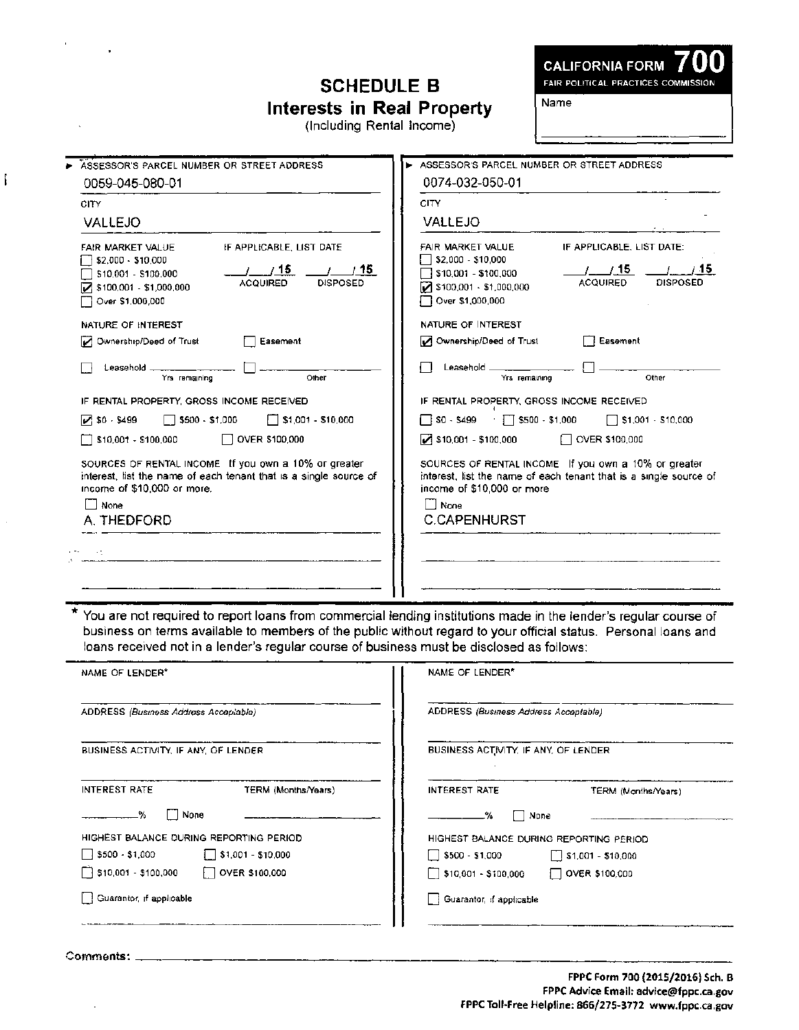# SCHEDULE B
## Interests in Real Property
(Including Rental Income)

**CALIFORNIA FORM 700**
FAIR POLITICAL PRACTICES COMMISSION

Name

---

► ASSESSOR'S PARCEL NUMBER OR STREET ADDRESS
0059-045-080-01

CITY
VALLEJO

FAIR MARKET VALUE
- [ ] $2,000 - $10,000
- [ ] $10,001 - $100,000
- [x] $100,001 - $1,000,000
- [ ] Over $1,000,000

IF APPLICABLE, LIST DATE:
___/___/15 ACQUIRED ___/___/15 DISPOSED

NATURE OF INTEREST
- [x] Ownership/Deed of Trust
- [ ] Easement
- [ ] Leasehold ______ Yrs. remaining
- [ ] ______ Other

IF RENTAL PROPERTY, GROSS INCOME RECEIVED
- [x] $0 - $499
- [ ] $500 - $1,000
- [ ] $1,001 - $10,000
- [ ] $10,001 - $100,000
- [ ] OVER $100,000

SOURCES OF RENTAL INCOME: If you own a 10% or greater interest, list the name of each tenant that is a single source of income of $10,000 or more.
- [ ] None

A. THEDFORD

---

► ASSESSOR'S PARCEL NUMBER OR STREET ADDRESS
0074-032-050-01

CITY
VALLEJO

FAIR MARKET VALUE
- [ ] $2,000 - $10,000
- [ ] $10,001 - $100,000
- [x] $100,001 - $1,000,000
- [ ] Over $1,000,000

IF APPLICABLE, LIST DATE:
___/___/15 ACQUIRED ___/___/15 DISPOSED

NATURE OF INTEREST
- [x] Ownership/Deed of Trust
- [ ] Easement
- [ ] Leasehold ______ Yrs. remaining
- [ ] ______ Other

IF RENTAL PROPERTY, GROSS INCOME RECEIVED
- [ ] $0 - $499
- [ ] $500 - $1,000
- [ ] $1,001 - $10,000
- [x] $10,001 - $100,000
- [ ] OVER $100,000

SOURCES OF RENTAL INCOME: If you own a 10% or greater interest, list the name of each tenant that is a single source of income of $10,000 or more.
- [ ] None

C.CAPENHURST

---

* You are not required to report loans from commercial lending institutions made in the lender's regular course of business on terms available to members of the public without regard to your official status. Personal loans and loans received not in a lender's regular course of business must be disclosed as follows:

NAME OF LENDER*

ADDRESS *(Business Address Acceptable)*

BUSINESS ACTIVITY, IF ANY, OF LENDER

INTEREST RATE ______% [ ] None TERM (Months/Years) ______

HIGHEST BALANCE DURING REPORTING PERIOD
- [ ] $500 - $1,000
- [ ] $1,001 - $10,000
- [ ] $10,001 - $100,000
- [ ] OVER $100,000

- [ ] Guarantor, if applicable

---

NAME OF LENDER*

ADDRESS *(Business Address Acceptable)*

BUSINESS ACTIVITY, IF ANY, OF LENDER

INTEREST RATE ______% [ ] None TERM (Months/Years) ______

HIGHEST BALANCE DURING REPORTING PERIOD
- [ ] $500 - $1,000
- [ ] $1,001 - $10,000
- [ ] $10,001 - $100,000
- [ ] OVER $100,000

- [ ] Guarantor, if applicable

---

Comments: ______

FPPC Form 700 (2015/2016) Sch. B
FPPC Advice Email: advice@fppc.ca.gov
FPPC Toll-Free Helpline: 866/275-3772 www.fppc.ca.gov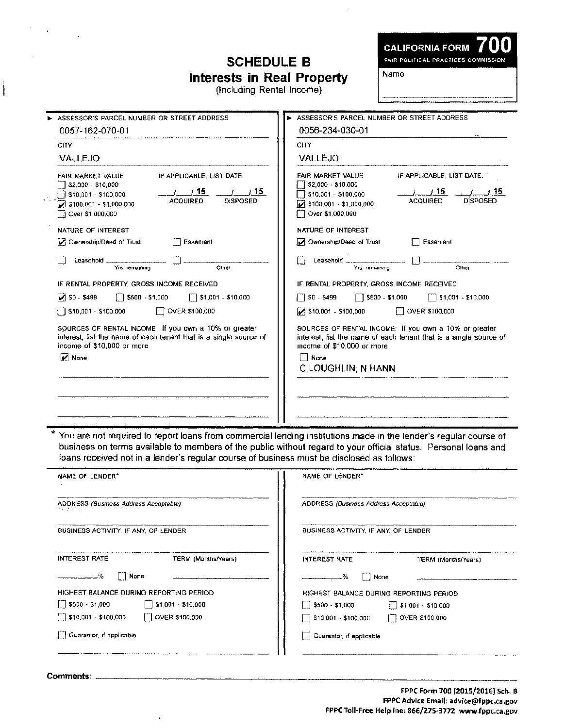# SCHEDULE B
## Interests in Real Property
(Including Rental Income)

**CALIFORNIA FORM 700**
FAIR POLITICAL PRACTICES COMMISSION

Name

---

**► ASSESSOR'S PARCEL NUMBER OR STREET ADDRESS**

0057-162-070-01

CITY

VALLEJO

FAIR MARKET VALUE
- [ ] $2,000 - $10,000
- [ ] $10,001 - $100,000
- [x] $100,001 - $1,000,000
- [ ] Over $1,000,000

IF APPLICABLE, LIST DATE:

___/___/15 ACQUIRED ___/___/15 DISPOSED

NATURE OF INTEREST
- [x] Ownership/Deed of Trust
- [ ] Easement
- [ ] Leasehold ______ Yrs. remaining
- [ ] ______ Other

IF RENTAL PROPERTY, GROSS INCOME RECEIVED
- [x] $0 - $499
- [ ] $500 - $1,000
- [ ] $1,001 - $10,000
- [ ] $10,001 - $100,000
- [ ] OVER $100,000

SOURCES OF RENTAL INCOME: If you own a 10% or greater interest, list the name of each tenant that is a single source of income of $10,000 or more.
- [x] None

---

**► ASSESSOR'S PARCEL NUMBER OR STREET ADDRESS**

0056-234-030-01

CITY

VALLEJO

FAIR MARKET VALUE
- [ ] $2,000 - $10,000
- [ ] $10,001 - $100,000
- [x] $100,001 - $1,000,000
- [ ] Over $1,000,000

IF APPLICABLE, LIST DATE:

___/___/15 ACQUIRED ___/___/15 DISPOSED

NATURE OF INTEREST
- [x] Ownership/Deed of Trust
- [ ] Easement
- [ ] Leasehold ______ Yrs. remaining
- [ ] ______ Other

IF RENTAL PROPERTY, GROSS INCOME RECEIVED
- [ ] $0 - $499
- [ ] $500 - $1,000
- [ ] $1,001 - $10,000
- [x] $10,001 - $100,000
- [ ] OVER $100,000

SOURCES OF RENTAL INCOME: If you own a 10% or greater interest, list the name of each tenant that is a single source of income of $10,000 or more.
- [ ] None

C.LOUGHLIN; N.HANN

---

\* You are not required to report loans from commercial lending institutions made in the lender's regular course of business on terms available to members of the public without regard to your official status. Personal loans and loans received not in a lender's regular course of business must be disclosed as follows:

| NAME OF LENDER* | NAME OF LENDER* |
|---|---|
| ADDRESS *(Business Address Acceptable)* | ADDRESS *(Business Address Acceptable)* |
| BUSINESS ACTIVITY, IF ANY, OF LENDER | BUSINESS ACTIVITY, IF ANY, OF LENDER |
| INTEREST RATE ______% [ ] None TERM (Months/Years) ______ | INTEREST RATE ______% [ ] None TERM (Months/Years) ______ |
| HIGHEST BALANCE DURING REPORTING PERIOD [ ] $500 - $1,000 [ ] $1,001 - $10,000 [ ] $10,001 - $100,000 [ ] OVER $100,000 | HIGHEST BALANCE DURING REPORTING PERIOD [ ] $500 - $1,000 [ ] $1,001 - $10,000 [ ] $10,001 - $100,000 [ ] OVER $100,000 |
| [ ] Guarantor, if applicable | [ ] Guarantor, if applicable |

**Comments:** ______

FPPC Form 700 (2015/2016) Sch. B
FPPC Advice Email: advice@fppc.ca.gov
FPPC Toll-Free Helpline: 866/275-3772 www.fppc.ca.gov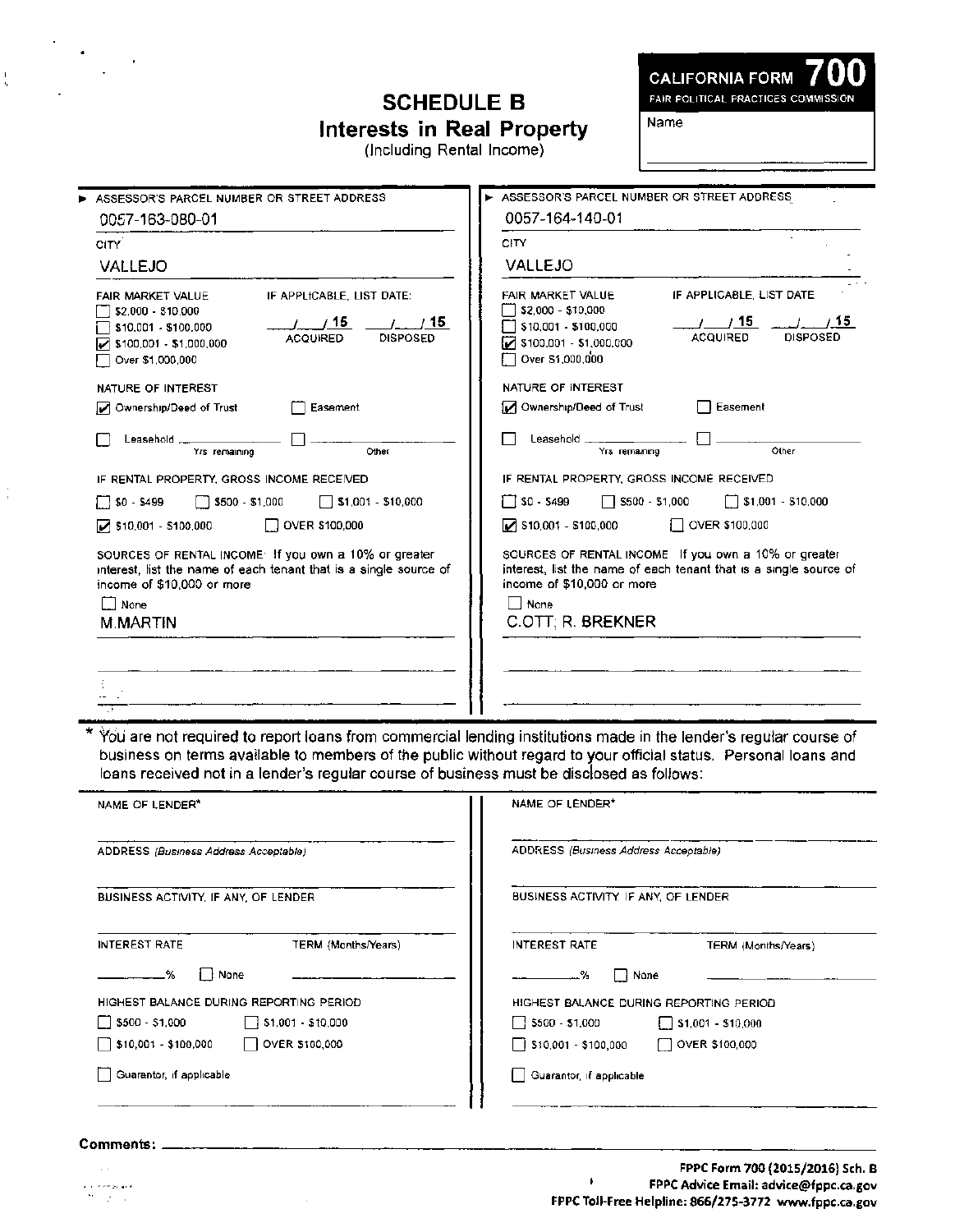# SCHEDULE B
## Interests in Real Property
(Including Rental Income)

**CALIFORNIA FORM 700**
FAIR POLITICAL PRACTICES COMMISSION

Name

---

**ASSESSOR'S PARCEL NUMBER OR STREET ADDRESS**
0057-163-080-01

CITY
VALLEJO

FAIR MARKET VALUE
- [ ] $2,000 - $10,000
- [ ] $10,001 - $100,000
- [x] $100,001 - $1,000,000
- [ ] Over $1,000,000

IF APPLICABLE, LIST DATE:
___/___/15 ACQUIRED ___/___/15 DISPOSED

NATURE OF INTEREST
- [x] Ownership/Deed of Trust
- [ ] Easement
- [ ] Leasehold ______ Yrs. remaining
- [ ] ______ Other

IF RENTAL PROPERTY, GROSS INCOME RECEIVED
- [ ] $0 - $499
- [ ] $500 - $1,000
- [ ] $1,001 - $10,000
- [x] $10,001 - $100,000
- [ ] OVER $100,000

SOURCES OF RENTAL INCOME: If you own a 10% or greater interest, list the name of each tenant that is a single source of income of $10,000 or more
- [ ] None

M.MARTIN

---

**ASSESSOR'S PARCEL NUMBER OR STREET ADDRESS**
0057-164-140-01

CITY
VALLEJO

FAIR MARKET VALUE
- [ ] $2,000 - $10,000
- [ ] $10,001 - $100,000
- [x] $100,001 - $1,000,000
- [ ] Over $1,000,000

IF APPLICABLE, LIST DATE:
___/___/15 ACQUIRED ___/___/15 DISPOSED

NATURE OF INTEREST
- [x] Ownership/Deed of Trust
- [ ] Easement
- [ ] Leasehold ______ Yrs. remaining
- [ ] ______ Other

IF RENTAL PROPERTY, GROSS INCOME RECEIVED
- [ ] $0 - $499
- [ ] $500 - $1,000
- [ ] $1,001 - $10,000
- [x] $10,001 - $100,000
- [ ] OVER $100,000

SOURCES OF RENTAL INCOME: If you own a 10% or greater interest, list the name of each tenant that is a single source of income of $10,000 or more
- [ ] None

C.OTT; R. BREKNER

---

* You are not required to report loans from commercial lending institutions made in the lender's regular course of business on terms available to members of the public without regard to your official status. Personal loans and loans received not in a lender's regular course of business must be disclosed as follows:

NAME OF LENDER*

ADDRESS *(Business Address Acceptable)*

BUSINESS ACTIVITY, IF ANY, OF LENDER

INTEREST RATE ______% [ ] None

TERM (Months/Years)

HIGHEST BALANCE DURING REPORTING PERIOD
- [ ] $500 - $1,000
- [ ] $1,001 - $10,000
- [ ] $10,001 - $100,000
- [ ] OVER $100,000

- [ ] Guarantor, if applicable

---

NAME OF LENDER*

ADDRESS *(Business Address Acceptable)*

BUSINESS ACTIVITY, IF ANY, OF LENDER

INTEREST RATE ______% [ ] None

TERM (Months/Years)

HIGHEST BALANCE DURING REPORTING PERIOD
- [ ] $500 - $1,000
- [ ] $1,001 - $10,000
- [ ] $10,001 - $100,000
- [ ] OVER $100,000

- [ ] Guarantor, if applicable

---

**Comments:** ______

FPPC Form 700 (2015/2016) Sch. B
FPPC Advice Email: advice@fppc.ca.gov
FPPC Toll-Free Helpline: 866/275-3772 www.fppc.ca.gov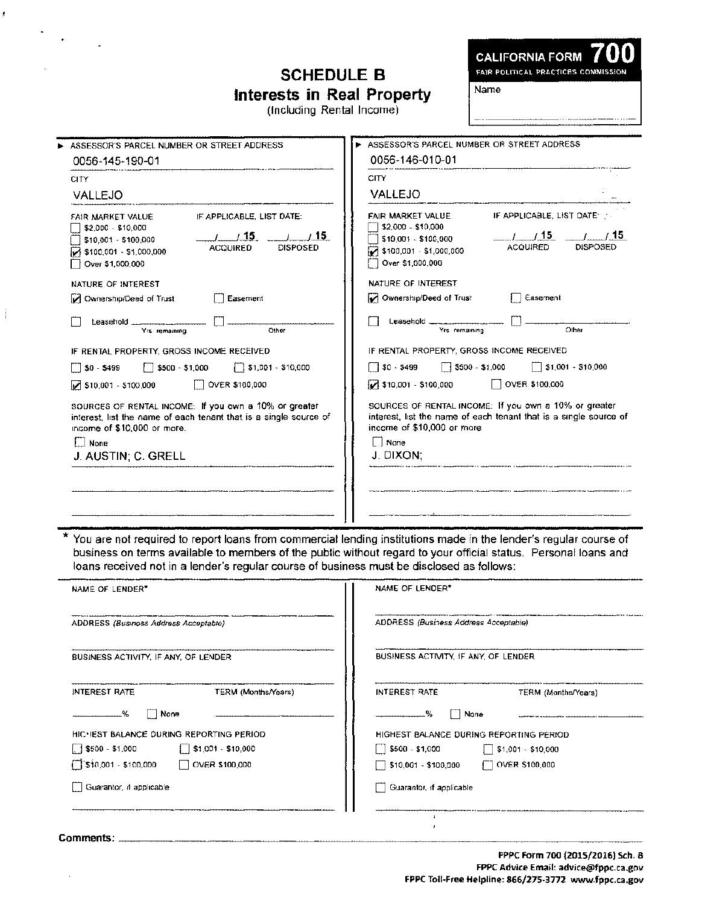# SCHEDULE B
## Interests in Real Property
(Including Rental Income)

**CALIFORNIA FORM 700**
FAIR POLITICAL PRACTICES COMMISSION

Name

---

**ASSESSOR'S PARCEL NUMBER OR STREET ADDRESS**
0056-145-190-01

CITY
VALLEJO

FAIR MARKET VALUE
- [ ] $2,000 - $10,000
- [ ] $10,001 - $100,000
- [x] $100,001 - $1,000,000
- [ ] Over $1,000,000

IF APPLICABLE, LIST DATE:
___/___/15 ACQUIRED ___/___/15 DISPOSED

NATURE OF INTEREST
- [x] Ownership/Deed of Trust
- [ ] Easement
- [ ] Leasehold ______ Yrs. remaining
- [ ] ______ Other

IF RENTAL PROPERTY, GROSS INCOME RECEIVED
- [ ] $0 - $499
- [ ] $500 - $1,000
- [ ] $1,001 - $10,000
- [x] $10,001 - $100,000
- [ ] OVER $100,000

SOURCES OF RENTAL INCOME: If you own a 10% or greater interest, list the name of each tenant that is a single source of income of $10,000 or more.
- [ ] None

J. AUSTIN; C. GRELL

---

**ASSESSOR'S PARCEL NUMBER OR STREET ADDRESS**
0056-146-010-01

CITY
VALLEJO

FAIR MARKET VALUE
- [ ] $2,000 - $10,000
- [ ] $10,001 - $100,000
- [x] $100,001 - $1,000,000
- [ ] Over $1,000,000

IF APPLICABLE, LIST DATE:
___/___/15 ACQUIRED ___/___/15 DISPOSED

NATURE OF INTEREST
- [x] Ownership/Deed of Trust
- [ ] Easement
- [ ] Leasehold ______ Yrs. remaining
- [ ] ______ Other

IF RENTAL PROPERTY, GROSS INCOME RECEIVED
- [ ] $0 - $499
- [ ] $500 - $1,000
- [ ] $1,001 - $10,000
- [x] $10,001 - $100,000
- [ ] OVER $100,000

SOURCES OF RENTAL INCOME: If you own a 10% or greater interest, list the name of each tenant that is a single source of income of $10,000 or more.
- [ ] None

J. DIXON;

---

\* You are not required to report loans from commercial lending institutions made in the lender's regular course of business on terms available to members of the public without regard to your official status. Personal loans and loans received not in a lender's regular course of business must be disclosed as follows:

NAME OF LENDER*

ADDRESS (*Business Address Acceptable*)

BUSINESS ACTIVITY, IF ANY, OF LENDER

INTEREST RATE ______% [ ] None    TERM (Months/Years)

HIGHEST BALANCE DURING REPORTING PERIOD
- [ ] $500 - $1,000
- [ ] $1,001 - $10,000
- [ ] $10,001 - $100,000
- [ ] OVER $100,000

- [ ] Guarantor, if applicable

---

NAME OF LENDER*

ADDRESS (*Business Address Acceptable*)

BUSINESS ACTIVITY, IF ANY, OF LENDER

INTEREST RATE ______% [ ] None    TERM (Months/Years)

HIGHEST BALANCE DURING REPORTING PERIOD
- [ ] $500 - $1,000
- [ ] $1,001 - $10,000
- [ ] $10,001 - $100,000
- [ ] OVER $100,000

- [ ] Guarantor, if applicable

---

**Comments:** ______

FPPC Form 700 (2015/2016) Sch. B
FPPC Advice Email: advice@fppc.ca.gov
FPPC Toll-Free Helpline: 866/275-3772 www.fppc.ca.gov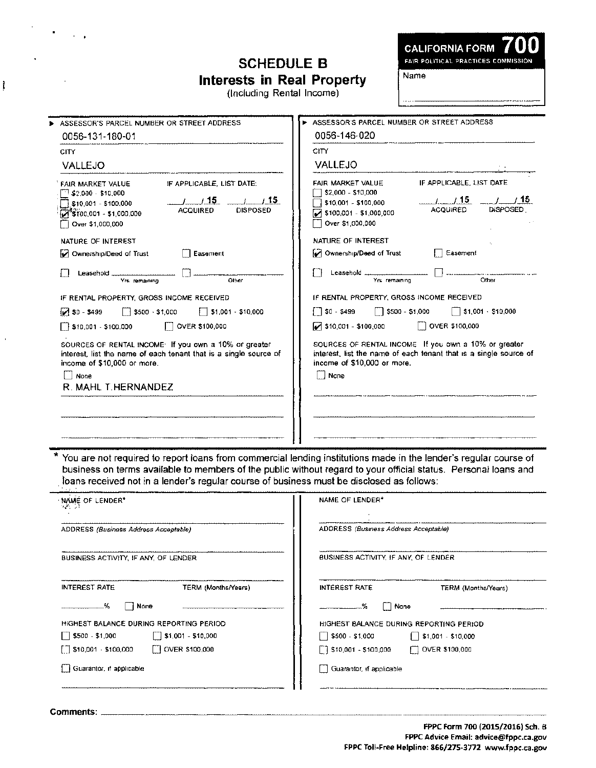# SCHEDULE B

## Interests in Real Property

(Including Rental Income)

**CALIFORNIA FORM 700**
FAIR POLITICAL PRACTICES COMMISSION

Name

---

### Property 1

▶ ASSESSOR'S PARCEL NUMBER OR STREET ADDRESS

0056-131-180-01

CITY

VALLEJO

FAIR MARKET VALUE
- [ ] \$2,000 - \$10,000
- [ ] \$10,001 - \$100,000
- [x] \$100,001 - \$1,000,000
- [ ] Over \$1,000,000

IF APPLICABLE, LIST DATE:

\_\_/\_\_/15 ACQUIRED    \_\_/\_\_/15 DISPOSED

NATURE OF INTEREST
- [x] Ownership/Deed of Trust
- [ ] Easement
- [ ] Leasehold \_\_\_\_\_ Yrs. remaining
- [ ] \_\_\_\_\_ Other

IF RENTAL PROPERTY, GROSS INCOME RECEIVED
- [x] \$0 - \$499
- [ ] \$500 - \$1,000
- [ ] \$1,001 - \$10,000
- [ ] \$10,001 - \$100,000
- [ ] OVER \$100,000

SOURCES OF RENTAL INCOME: If you own a 10% or greater interest, list the name of each tenant that is a single source of income of \$10,000 or more.
- [ ] None

R. MAHL T.HERNANDEZ

### Property 2

▶ ASSESSOR'S PARCEL NUMBER OR STREET ADDRESS

0056-146-020

CITY

VALLEJO

FAIR MARKET VALUE
- [ ] \$2,000 - \$10,000
- [ ] \$10,001 - \$100,000
- [x] \$100,001 - \$1,000,000
- [ ] Over \$1,000,000

IF APPLICABLE, LIST DATE:

\_\_/\_\_/15 ACQUIRED    \_\_/\_\_/15 DISPOSED

NATURE OF INTEREST
- [x] Ownership/Deed of Trust
- [ ] Easement
- [ ] Leasehold \_\_\_\_\_ Yrs. remaining
- [ ] \_\_\_\_\_ Other

IF RENTAL PROPERTY, GROSS INCOME RECEIVED
- [ ] \$0 - \$499
- [ ] \$500 - \$1,000
- [ ] \$1,001 - \$10,000
- [x] \$10,001 - \$100,000
- [ ] OVER \$100,000

SOURCES OF RENTAL INCOME: If you own a 10% or greater interest, list the name of each tenant that is a single source of income of \$10,000 or more.
- [ ] None

---

\* You are not required to report loans from commercial lending institutions made in the lender's regular course of business on terms available to members of the public without regard to your official status. Personal loans and loans received not in a lender's regular course of business must be disclosed as follows:

### Loan 1

NAME OF LENDER\*

ADDRESS *(Business Address Acceptable)*

BUSINESS ACTIVITY, IF ANY, OF LENDER

INTEREST RATE \_\_\_\_\_% [ ] None

TERM (Months/Years)

HIGHEST BALANCE DURING REPORTING PERIOD
- [ ] \$500 - \$1,000
- [ ] \$1,001 - \$10,000
- [ ] \$10,001 - \$100,000
- [ ] OVER \$100,000

- [ ] Guarantor, if applicable

### Loan 2

NAME OF LENDER\*

ADDRESS *(Business Address Acceptable)*

BUSINESS ACTIVITY, IF ANY, OF LENDER

INTEREST RATE \_\_\_\_\_% [ ] None

TERM (Months/Years)

HIGHEST BALANCE DURING REPORTING PERIOD
- [ ] \$500 - \$1,000
- [ ] \$1,001 - \$10,000
- [ ] \$10,001 - \$100,000
- [ ] OVER \$100,000

- [ ] Guarantor, if applicable

---

**Comments:**

FPPC Form 700 (2015/2016) Sch. B
FPPC Advice Email: advice@fppc.ca.gov
FPPC Toll-Free Helpline: 866/275-3772 www.fppc.ca.gov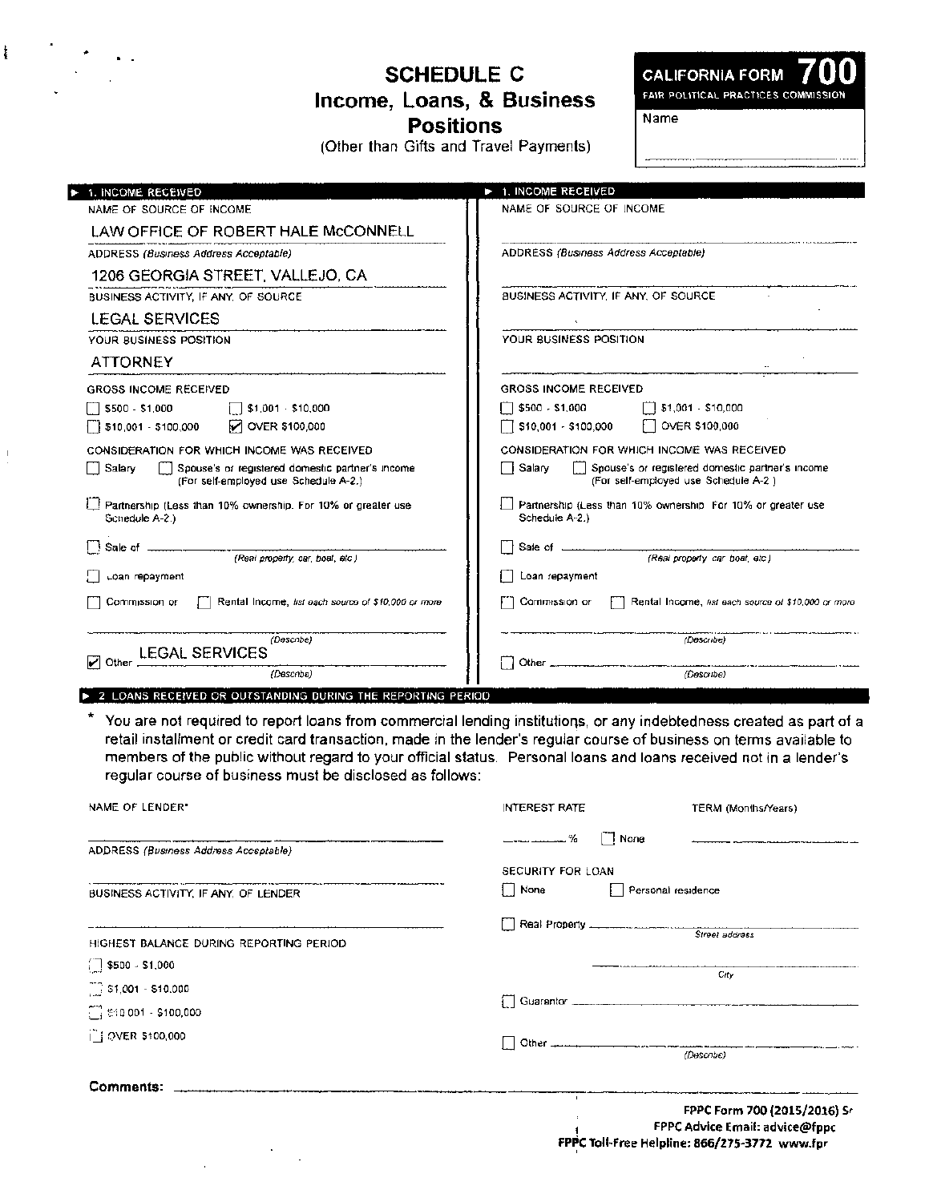# SCHEDULE C
## Income, Loans, & Business Positions
(Other than Gifts and Travel Payments)

**CALIFORNIA FORM 700**
FAIR POLITICAL PRACTICES COMMISSION

Name

---

### ▶ 1. INCOME RECEIVED

NAME OF SOURCE OF INCOME
LAW OFFICE OF ROBERT HALE McCONNELL

ADDRESS *(Business Address Acceptable)*
1206 GEORGIA STREET, VALLEJO, CA

BUSINESS ACTIVITY, IF ANY, OF SOURCE
LEGAL SERVICES

YOUR BUSINESS POSITION
ATTORNEY

GROSS INCOME RECEIVED
- [ ] $500 - $1,000
- [ ] $1,001 - $10,000
- [ ] $10,001 - $100,000
- [x] OVER $100,000

CONSIDERATION FOR WHICH INCOME WAS RECEIVED
- [ ] Salary
- [ ] Spouse's or registered domestic partner's income (For self-employed use Schedule A-2.)
- [ ] Partnership (Less than 10% ownership. For 10% or greater use Schedule A-2.)
- [ ] Sale of ______ *(Real property, car, boat, etc.)*
- [ ] Loan repayment
- [ ] Commission or
- [ ] Rental Income, *list each source of $10,000 or more*

______ *(Describe)*

- [x] Other LEGAL SERVICES *(Describe)*

### ▶ 1. INCOME RECEIVED

NAME OF SOURCE OF INCOME

ADDRESS *(Business Address Acceptable)*

BUSINESS ACTIVITY, IF ANY, OF SOURCE

YOUR BUSINESS POSITION

GROSS INCOME RECEIVED
- [ ] $500 - $1,000
- [ ] $1,001 - $10,000
- [ ] $10,001 - $100,000
- [ ] OVER $100,000

CONSIDERATION FOR WHICH INCOME WAS RECEIVED
- [ ] Salary
- [ ] Spouse's or registered domestic partner's income (For self-employed use Schedule A-2.)
- [ ] Partnership (Less than 10% ownership. For 10% or greater use Schedule A-2.)
- [ ] Sale of ______ *(Real property, car, boat, etc.)*
- [ ] Loan repayment
- [ ] Commission or
- [ ] Rental Income, *list each source of $10,000 or more*

______ *(Describe)*

- [ ] Other ______ *(Describe)*

---

### ▶ 2. LOANS RECEIVED OR OUTSTANDING DURING THE REPORTING PERIOD

\* You are not required to report loans from commercial lending institutions, or any indebtedness created as part of a retail installment or credit card transaction, made in the lender's regular course of business on terms available to members of the public without regard to your official status. Personal loans and loans received not in a lender's regular course of business must be disclosed as follows:

NAME OF LENDER\*

ADDRESS *(Business Address Acceptable)*

BUSINESS ACTIVITY, IF ANY, OF LENDER

HIGHEST BALANCE DURING REPORTING PERIOD
- [ ] $500 - $1,000
- [ ] $1,001 - $10,000
- [ ] $10,001 - $100,000
- [ ] OVER $100,000

INTEREST RATE ______ % [ ] None

TERM (Months/Years)

SECURITY FOR LOAN
- [ ] None
- [ ] Personal residence
- [ ] Real Property ______ *Street address* ______ *City*
- [ ] Guarantor ______
- [ ] Other ______ *(Describe)*

**Comments:** ______

FPPC Form 700 (2015/2016) Sch. C
FPPC Advice Email: advice@fppc
FPPC Toll-Free Helpline: 866/275-3772 www.fpp